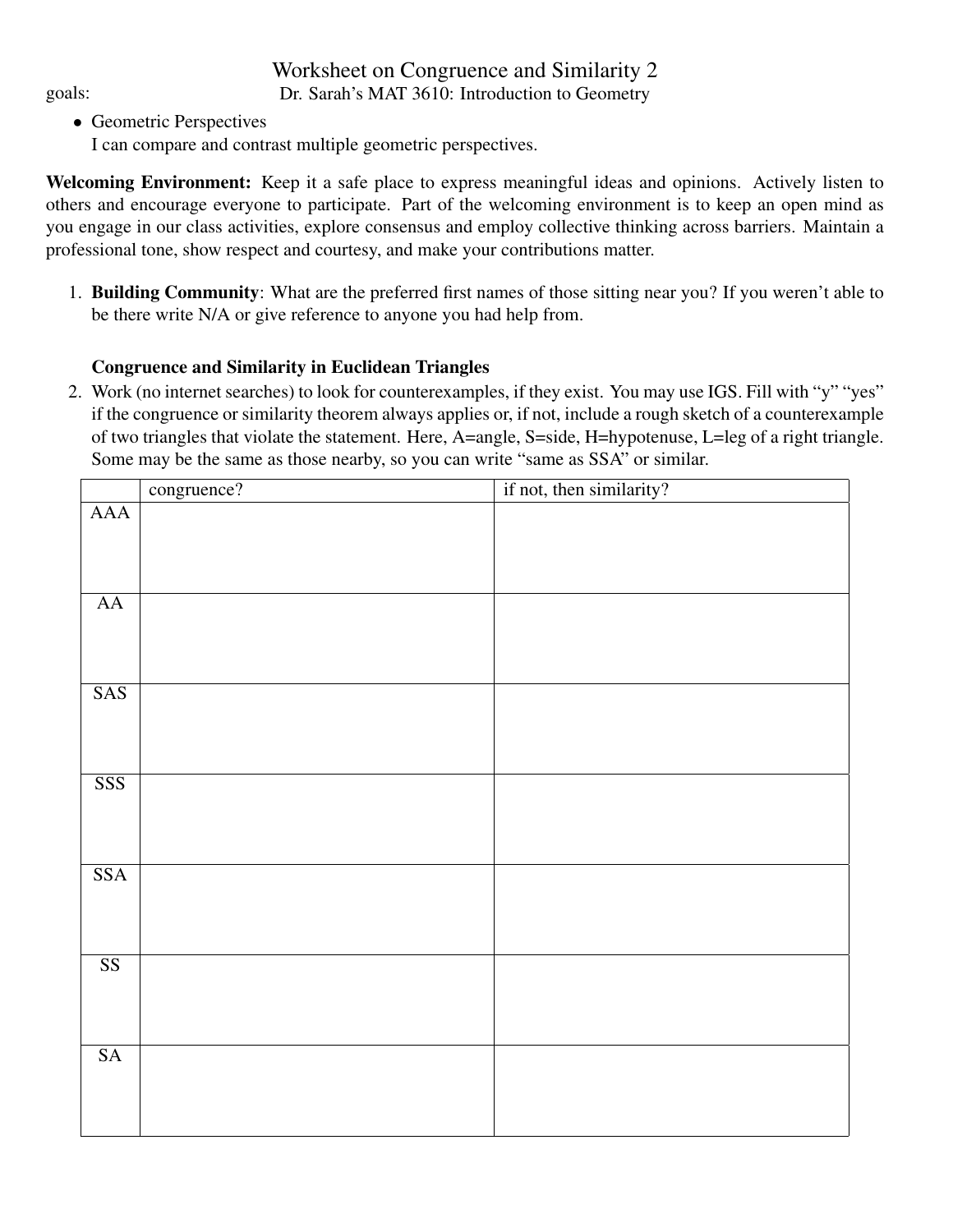# Worksheet on Congruence and Similarity 2

goals: Dr. Sarah's MAT 3610: Introduction to Geometry

- Geometric Perspectives
  I can compare and contrast multiple geometric perspectives.

**Welcoming Environment:** Keep it a safe place to express meaningful ideas and opinions. Actively listen to others and encourage everyone to participate. Part of the welcoming environment is to keep an open mind as you engage in our class activities, explore consensus and employ collective thinking across barriers. Maintain a professional tone, show respect and courtesy, and make your contributions matter.

1. **Building Community**: What are the preferred first names of those sitting near you? If you weren't able to be there write N/A or give reference to anyone you had help from.

   **Congruence and Similarity in Euclidean Triangles**

2. Work (no internet searches) to look for counterexamples, if they exist. You may use IGS. Fill with "y" "yes" if the congruence or similarity theorem always applies or, if not, include a rough sketch of a counterexample of two triangles that violate the statement. Here, A=angle, S=side, H=hypotenuse, L=leg of a right triangle. Some may be the same as those nearby, so you can write "same as SSA" or similar.

|  | congruence? | if not, then similarity? |
|---|---|---|
| AAA |  |  |
| AA |  |  |
| SAS |  |  |
| SSS |  |  |
| SSA |  |  |
| SS |  |  |
| SA |  |  |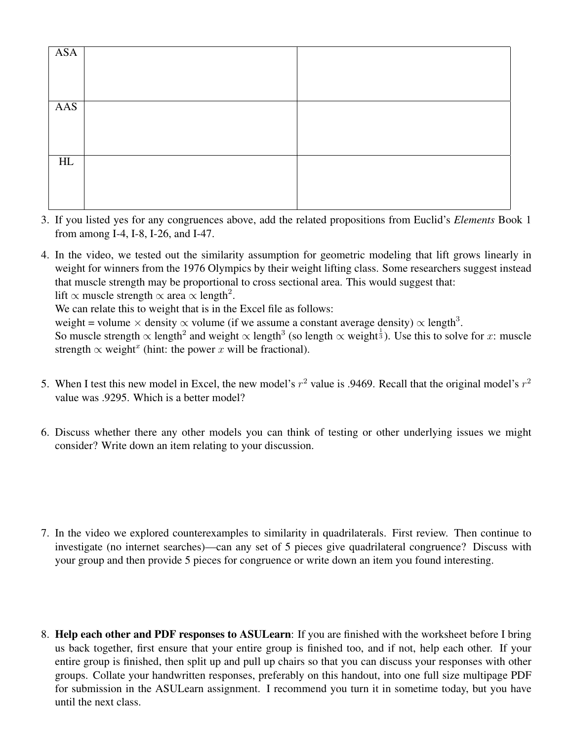| | | |
|---|---|---|
| ASA | | |
| AAS | | |
| HL | | |

3. If you listed yes for any congruences above, add the related propositions from Euclid's *Elements* Book 1 from among I-4, I-8, I-26, and I-47.

4. In the video, we tested out the similarity assumption for geometric modeling that lift grows linearly in weight for winners from the 1976 Olympics by their weight lifting class. Some researchers suggest instead that muscle strength may be proportional to cross sectional area. This would suggest that:
   lift $\propto$ muscle strength $\propto$ area $\propto$ length$^2$.
   We can relate this to weight that is in the Excel file as follows:
   weight = volume $\times$ density $\propto$ volume (if we assume a constant average density) $\propto$ length$^3$.
   So muscle strength $\propto$ length$^2$ and weight $\propto$ length$^3$ (so length $\propto$ weight$^{\frac{1}{3}}$). Use this to solve for $x$: muscle strength $\propto$ weight$^x$ (hint: the power $x$ will be fractional).

5. When I test this new model in Excel, the new model's $r^2$ value is .9469. Recall that the original model's $r^2$ value was .9295. Which is a better model?

6. Discuss whether there any other models you can think of testing or other underlying issues we might consider? Write down an item relating to your discussion.

7. In the video we explored counterexamples to similarity in quadrilaterals. First review. Then continue to investigate (no internet searches)—can any set of 5 pieces give quadrilateral congruence? Discuss with your group and then provide 5 pieces for congruence or write down an item you found interesting.

8. **Help each other and PDF responses to ASULearn**: If you are finished with the worksheet before I bring us back together, first ensure that your entire group is finished too, and if not, help each other. If your entire group is finished, then split up and pull up chairs so that you can discuss your responses with other groups. Collate your handwritten responses, preferably on this handout, into one full size multipage PDF for submission in the ASULearn assignment. I recommend you turn it in sometime today, but you have until the next class.